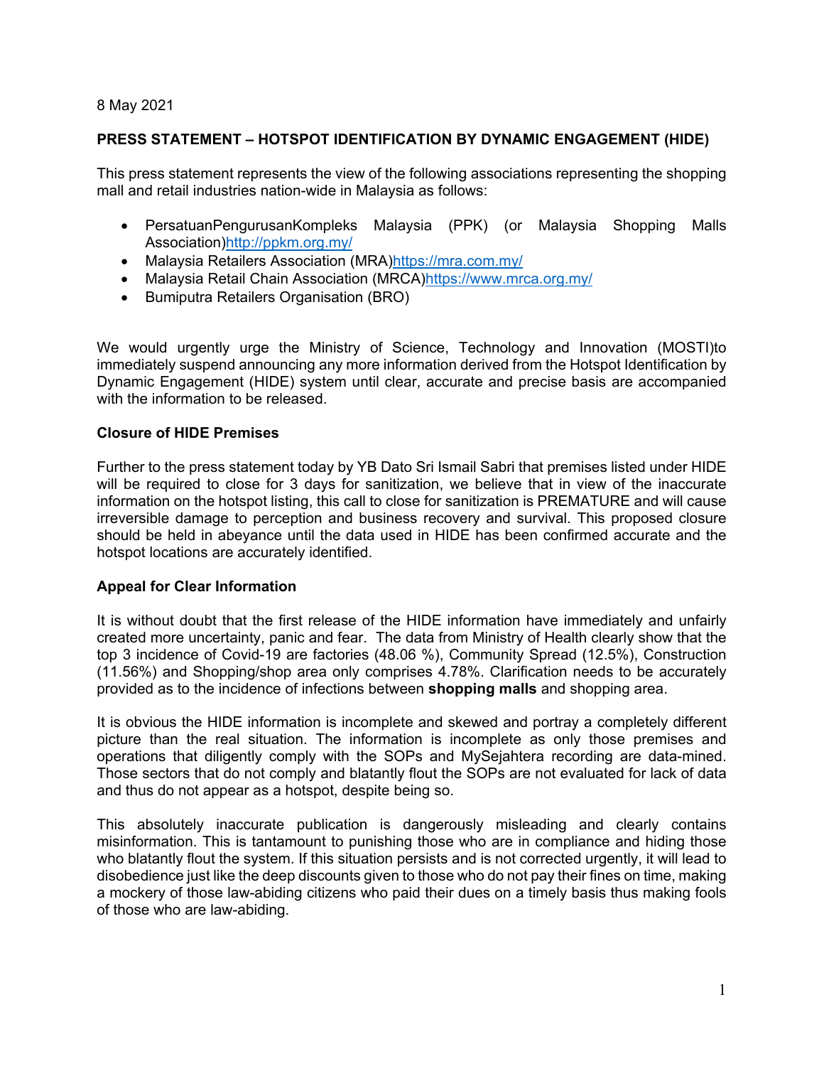8 May 2021

**PRESS STATEMENT – HOTSPOT IDENTIFICATION BY DYNAMIC ENGAGEMENT (HIDE)**

This press statement represents the view of the following associations representing the shopping mall and retail industries nation-wide in Malaysia as follows:

- PersatuanPengurusanKompleks Malaysia (PPK) (or Malaysia Shopping Malls Association)http://ppkm.org.my/
- Malaysia Retailers Association (MRA)https://mra.com.my/
- Malaysia Retail Chain Association (MRCA)https://www.mrca.org.my/
- Bumiputra Retailers Organisation (BRO)

We would urgently urge the Ministry of Science, Technology and Innovation (MOSTI)to immediately suspend announcing any more information derived from the Hotspot Identification by Dynamic Engagement (HIDE) system until clear, accurate and precise basis are accompanied with the information to be released.

**Closure of HIDE Premises**

Further to the press statement today by YB Dato Sri Ismail Sabri that premises listed under HIDE will be required to close for 3 days for sanitization, we believe that in view of the inaccurate information on the hotspot listing, this call to close for sanitization is PREMATURE and will cause irreversible damage to perception and business recovery and survival. This proposed closure should be held in abeyance until the data used in HIDE has been confirmed accurate and the hotspot locations are accurately identified.

**Appeal for Clear Information**

It is without doubt that the first release of the HIDE information have immediately and unfairly created more uncertainty, panic and fear. The data from Ministry of Health clearly show that the top 3 incidence of Covid-19 are factories (48.06 %), Community Spread (12.5%), Construction (11.56%) and Shopping/shop area only comprises 4.78%. Clarification needs to be accurately provided as to the incidence of infections between **shopping malls** and shopping area.

It is obvious the HIDE information is incomplete and skewed and portray a completely different picture than the real situation. The information is incomplete as only those premises and operations that diligently comply with the SOPs and MySejahtera recording are data-mined. Those sectors that do not comply and blatantly flout the SOPs are not evaluated for lack of data and thus do not appear as a hotspot, despite being so.

This absolutely inaccurate publication is dangerously misleading and clearly contains misinformation. This is tantamount to punishing those who are in compliance and hiding those who blatantly flout the system. If this situation persists and is not corrected urgently, it will lead to disobedience just like the deep discounts given to those who do not pay their fines on time, making a mockery of those law-abiding citizens who paid their dues on a timely basis thus making fools of those who are law-abiding.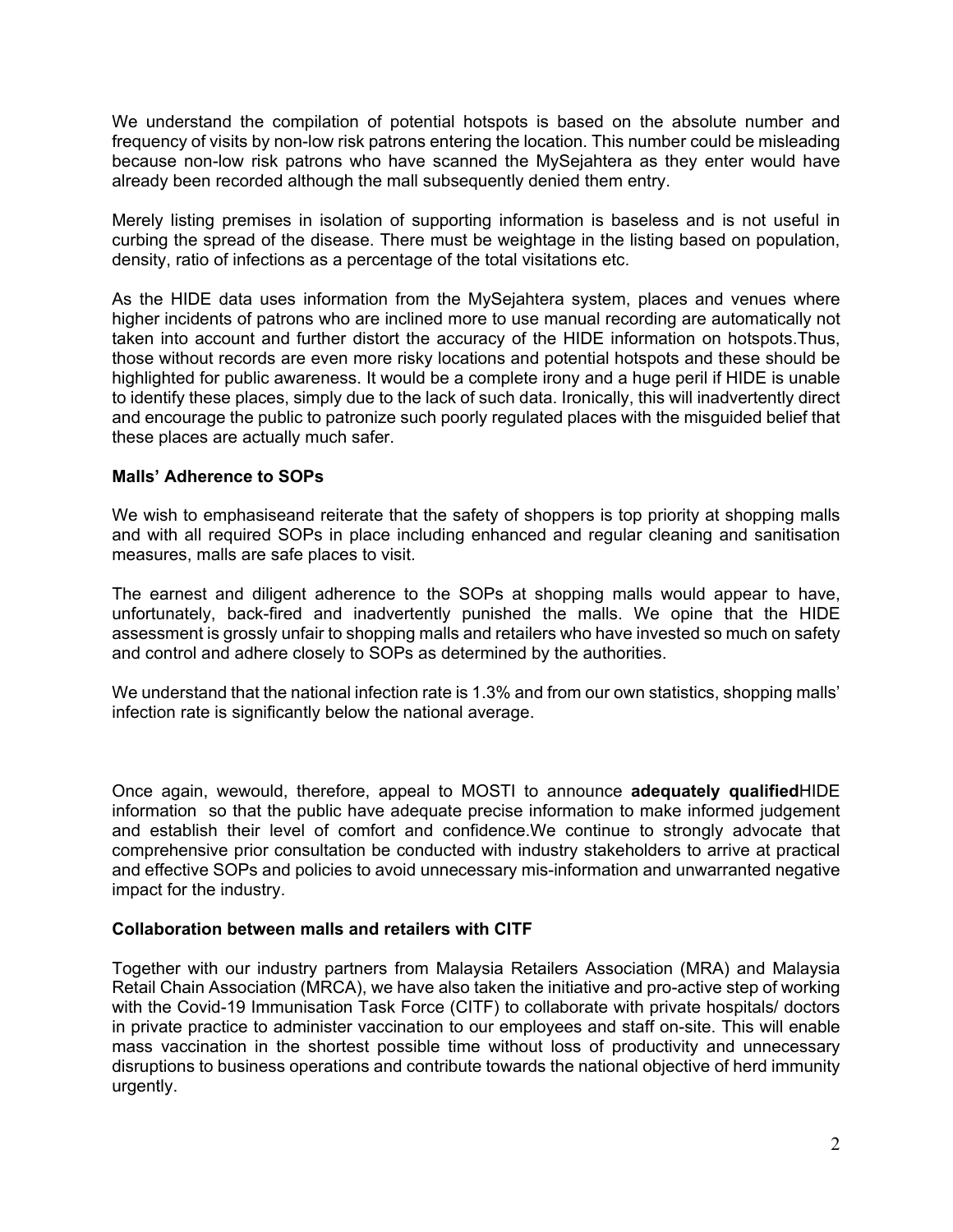We understand the compilation of potential hotspots is based on the absolute number and frequency of visits by non-low risk patrons entering the location. This number could be misleading because non-low risk patrons who have scanned the MySejahtera as they enter would have already been recorded although the mall subsequently denied them entry.

Merely listing premises in isolation of supporting information is baseless and is not useful in curbing the spread of the disease. There must be weightage in the listing based on population, density, ratio of infections as a percentage of the total visitations etc.

As the HIDE data uses information from the MySejahtera system, places and venues where higher incidents of patrons who are inclined more to use manual recording are automatically not taken into account and further distort the accuracy of the HIDE information on hotspots.Thus, those without records are even more risky locations and potential hotspots and these should be highlighted for public awareness. It would be a complete irony and a huge peril if HIDE is unable to identify these places, simply due to the lack of such data. Ironically, this will inadvertently direct and encourage the public to patronize such poorly regulated places with the misguided belief that these places are actually much safer.

**Malls' Adherence to SOPs**

We wish to emphasiseand reiterate that the safety of shoppers is top priority at shopping malls and with all required SOPs in place including enhanced and regular cleaning and sanitisation measures, malls are safe places to visit.

The earnest and diligent adherence to the SOPs at shopping malls would appear to have, unfortunately, back-fired and inadvertently punished the malls. We opine that the HIDE assessment is grossly unfair to shopping malls and retailers who have invested so much on safety and control and adhere closely to SOPs as determined by the authorities.

We understand that the national infection rate is 1.3% and from our own statistics, shopping malls' infection rate is significantly below the national average.

Once again, wewould, therefore, appeal to MOSTI to announce **adequately qualified**HIDE information so that the public have adequate precise information to make informed judgement and establish their level of comfort and confidence.We continue to strongly advocate that comprehensive prior consultation be conducted with industry stakeholders to arrive at practical and effective SOPs and policies to avoid unnecessary mis-information and unwarranted negative impact for the industry.

**Collaboration between malls and retailers with CITF**

Together with our industry partners from Malaysia Retailers Association (MRA) and Malaysia Retail Chain Association (MRCA), we have also taken the initiative and pro-active step of working with the Covid-19 Immunisation Task Force (CITF) to collaborate with private hospitals/ doctors in private practice to administer vaccination to our employees and staff on-site. This will enable mass vaccination in the shortest possible time without loss of productivity and unnecessary disruptions to business operations and contribute towards the national objective of herd immunity urgently.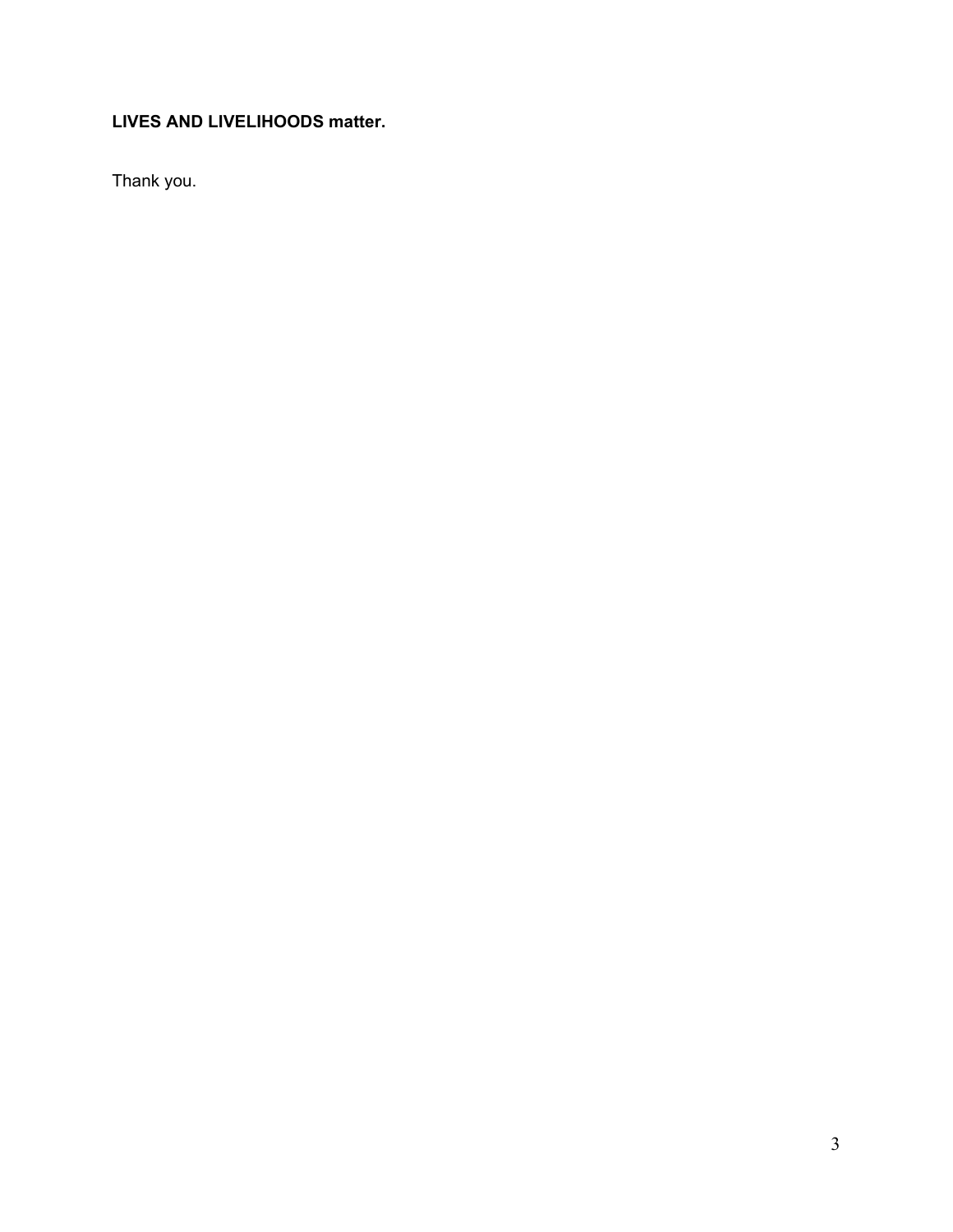**LIVES AND LIVELIHOODS matter.**

Thank you.